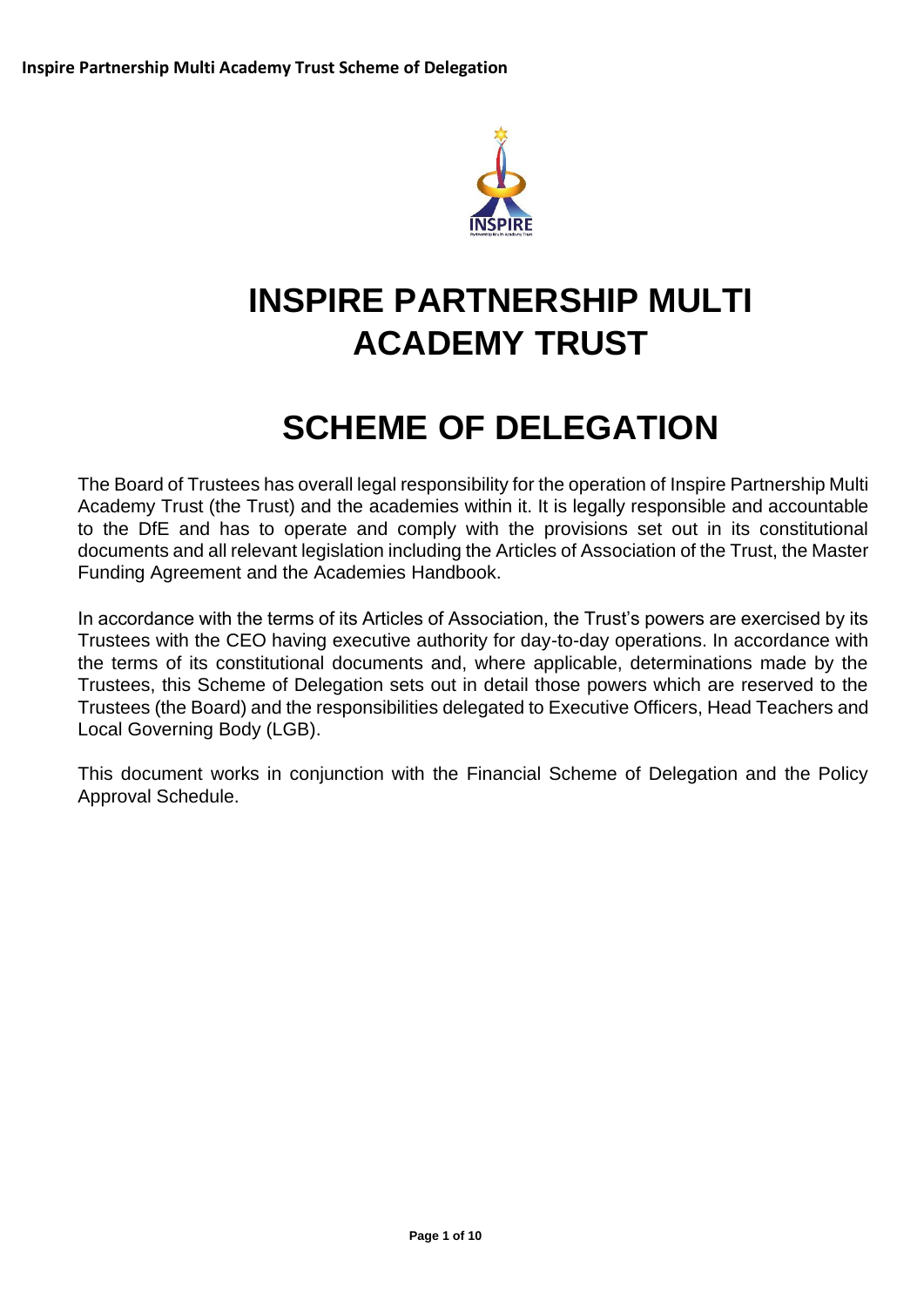# INSPIRE PARTNERSHIP MULTI ACADEMY TRUST

# SCHEME OF DELEGATION

The Board of Trustees has overall legal responsibility for the operation of Inspire Partnership Multi Academy Trust (the Trust) and the academies within it. It is legally responsible and accountable to the DfE and has to operate and comply with the provisions set out in its constitutional documents and all relevant legislation including the Articles of Association of the Trust, the Master Funding Agreement and the Academies Handbook.

In accordance with the terms of its Articles of Association, the Trust's powers are exercised by its Trustees with the CEO having executive authority for day-to-day operations. In accordance with the terms of its constitutional documents and, where applicable, determinations made by the Trustees, this Scheme of Delegation sets out in detail those powers which are reserved to the Trustees (the Board) and the responsibilities delegated to Executive Officers, Head Teachers and Local Governing Body (LGB).

This document works in conjunction with the Financial Scheme of Delegation and the Policy Approval Schedule.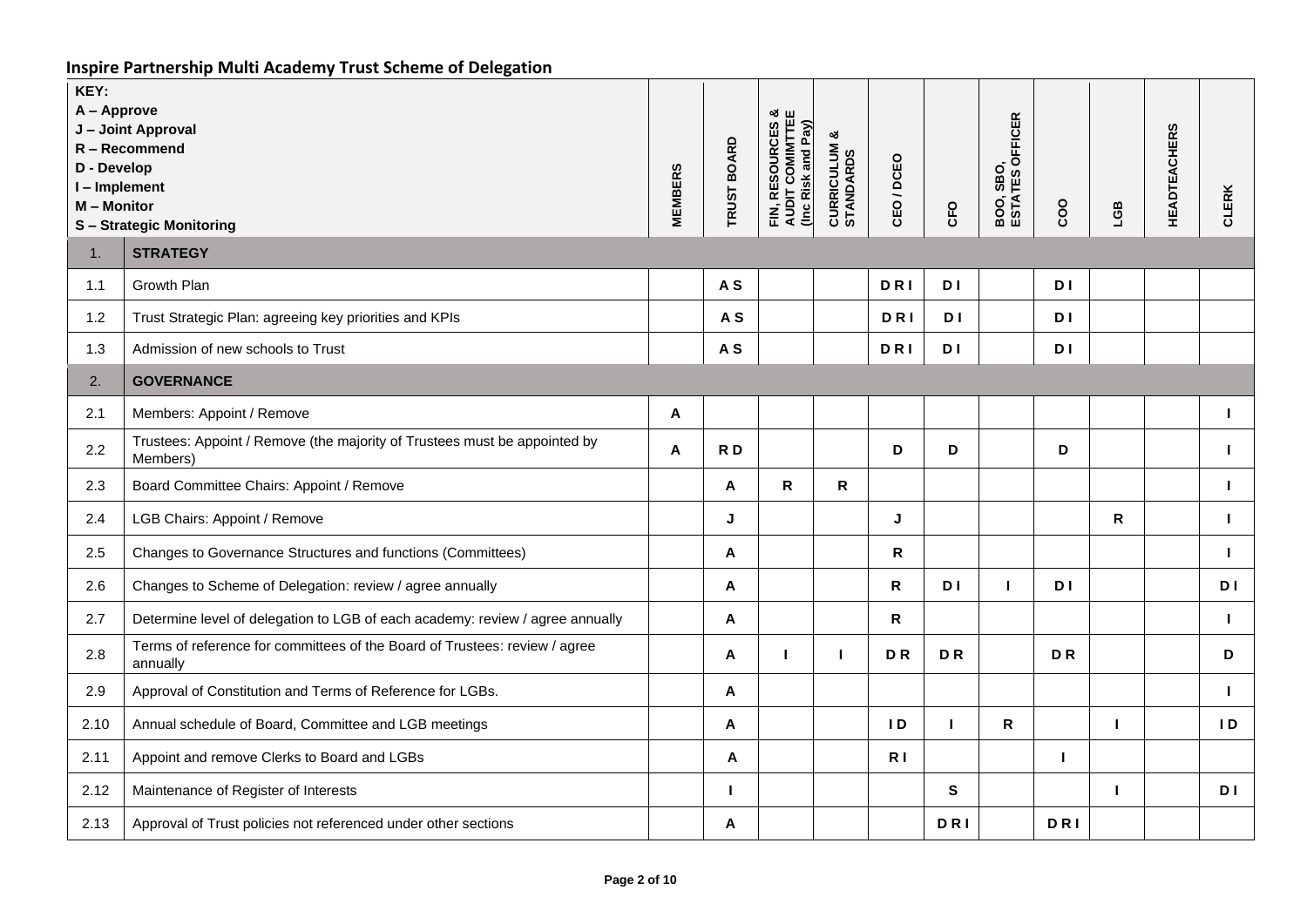## Inspire Partnership Multi Academy Trust Scheme of Delegation

| KEY:<br>A – Approve<br>J – Joint Approval<br>R – Recommend<br>D - Develop<br>I – Implement<br>M – Monitor<br>S – Strategic Monitoring | | MEMBERS | TRUST BOARD | FIN, RESOURCES & AUDIT COMIMTTEE (Inc Risk and Pay) | CURRICULUM & STANDARDS | CEO / DCEO | CFO | BOO, SBO, ESTATES OFFICER | COO | LGB | HEADTEACHERS | CLERK |
|---|---|---|---|---|---|---|---|---|---|---|---|---|
| 1. | **STRATEGY** | | | | | | | | | | | |
| 1.1 | Growth Plan | | A S | | | D R I | D I | | D I | | | |
| 1.2 | Trust Strategic Plan: agreeing key priorities and KPIs | | A S | | | D R I | D I | | D I | | | |
| 1.3 | Admission of new schools to Trust | | A S | | | D R I | D I | | D I | | | |
| 2. | **GOVERNANCE** | | | | | | | | | | | |
| 2.1 | Members: Appoint / Remove | A | | | | | | | | | | I |
| 2.2 | Trustees: Appoint / Remove (the majority of Trustees must be appointed by Members) | A | R D | | | D | D | | D | | | I |
| 2.3 | Board Committee Chairs: Appoint / Remove | | A | R | R | | | | | | | I |
| 2.4 | LGB Chairs: Appoint / Remove | | J | | | J | | | | R | | I |
| 2.5 | Changes to Governance Structures and functions (Committees) | | A | | | R | | | | | | I |
| 2.6 | Changes to Scheme of Delegation: review / agree annually | | A | | | R | D I | I | D I | | | D I |
| 2.7 | Determine level of delegation to LGB of each academy: review / agree annually | | A | | | R | | | | | | I |
| 2.8 | Terms of reference for committees of the Board of Trustees: review / agree annually | | A | I | I | D R | D R | | D R | | | D |
| 2.9 | Approval of Constitution and Terms of Reference for LGBs. | | A | | | | | | | | | I |
| 2.10 | Annual schedule of Board, Committee and LGB meetings | | A | | | I D | I | R | | I | | I D |
| 2.11 | Appoint and remove Clerks to Board and LGBs | | A | | | R I | | | I | | | |
| 2.12 | Maintenance of Register of Interests | | I | | | | S | | | I | | D I |
| 2.13 | Approval of Trust policies not referenced under other sections | | A | | | | D R I | | D R I | | | |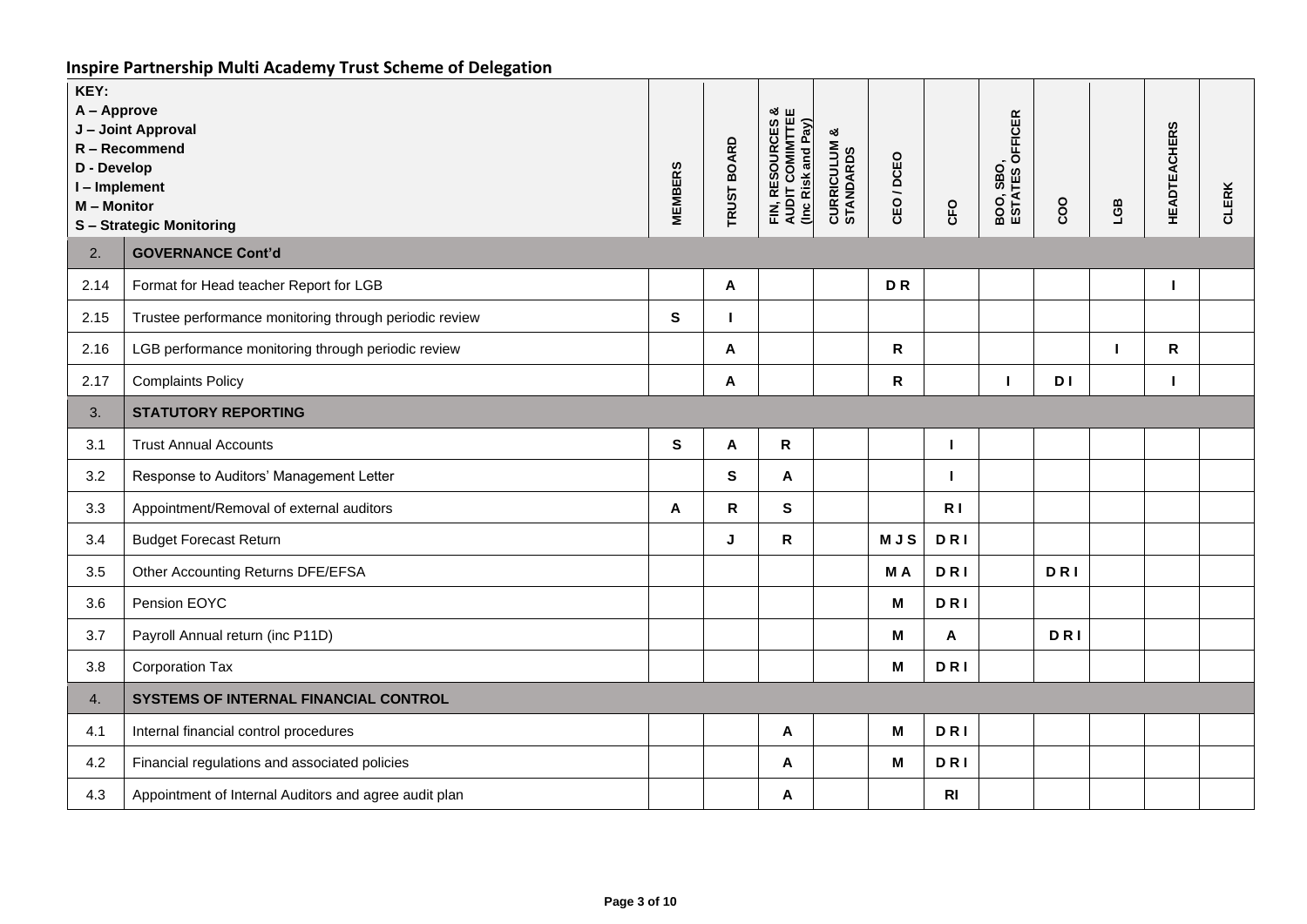## Inspire Partnership Multi Academy Trust Scheme of Delegation

| KEY:<br>A – Approve<br>J – Joint Approval<br>R – Recommend<br>D - Develop<br>I – Implement<br>M – Monitor<br>S – Strategic Monitoring | | MEMBERS | TRUST BOARD | FIN, RESOURCES & AUDIT COMIMTTEE (Inc Risk and Pay) | CURRICULUM & STANDARDS | CEO / DCEO | CFO | BOO, SBO, ESTATES OFFICER | COO | LGB | HEADTEACHERS | CLERK |
|---|---|---|---|---|---|---|---|---|---|---|---|---|
| 2. | **GOVERNANCE Cont'd** | | | | | | | | | | | |
| 2.14 | Format for Head teacher Report for LGB | | A | | | D R | | | | | I | |
| 2.15 | Trustee performance monitoring through periodic review | S | I | | | | | | | | | |
| 2.16 | LGB performance monitoring through periodic review | | A | | | R | | | | I | R | |
| 2.17 | Complaints Policy | | A | | | R | | I | D I | | I | |
| 3. | **STATUTORY REPORTING** | | | | | | | | | | | |
| 3.1 | Trust Annual Accounts | S | A | R | | | I | | | | | |
| 3.2 | Response to Auditors' Management Letter | | S | A | | | I | | | | | |
| 3.3 | Appointment/Removal of external auditors | A | R | S | | | R I | | | | | |
| 3.4 | Budget Forecast Return | | J | R | | M J S | D R I | | | | | |
| 3.5 | Other Accounting Returns DFE/EFSA | | | | | M A | D R I | | D R I | | | |
| 3.6 | Pension EOYC | | | | | M | D R I | | | | | |
| 3.7 | Payroll Annual return (inc P11D) | | | | | M | A | | D R I | | | |
| 3.8 | Corporation Tax | | | | | M | D R I | | | | | |
| 4. | **SYSTEMS OF INTERNAL FINANCIAL CONTROL** | | | | | | | | | | | |
| 4.1 | Internal financial control procedures | | | A | | M | D R I | | | | | |
| 4.2 | Financial regulations and associated policies | | | A | | M | D R I | | | | | |
| 4.3 | Appointment of Internal Auditors and agree audit plan | | | A | | | RI | | | | | |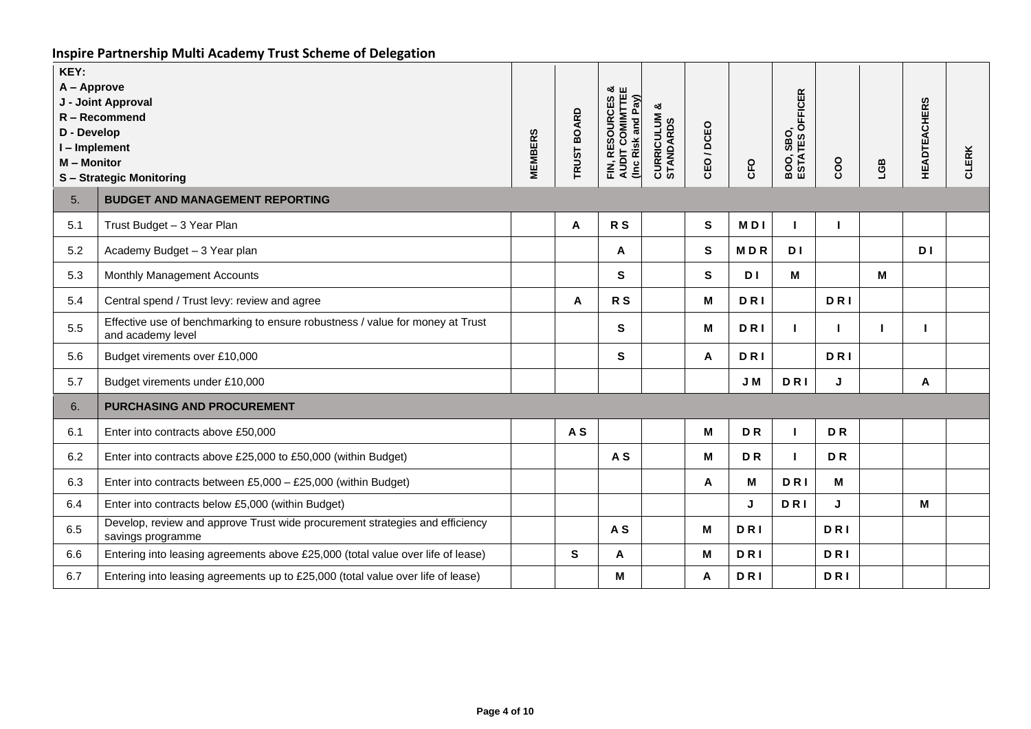## Inspire Partnership Multi Academy Trust Scheme of Delegation

**KEY:**
**A – Approve**
**J - Joint Approval**
**R – Recommend**
**D - Develop**
**I – Implement**
**M – Monitor**
**S – Strategic Monitoring**

| | | MEMBERS | TRUST BOARD | FIN, RESOURCES & AUDIT COMIMTTEE (Inc Risk and Pay) | CURRICULUM & STANDARDS | CEO / DCEO | CFO | BOO, SBO, ESTATES OFFICER | COO | LGB | HEADTEACHERS | CLERK |
|---|---|---|---|---|---|---|---|---|---|---|---|---|
| 5. | **BUDGET AND MANAGEMENT REPORTING** | | | | | | | | | | | |
| 5.1 | Trust Budget – 3 Year Plan | | A | R S | | S | M D I | I | I | | | |
| 5.2 | Academy Budget – 3 Year plan | | | A | | S | M D R | D I | | | D I | |
| 5.3 | Monthly Management Accounts | | | S | | S | D I | M | | M | | |
| 5.4 | Central spend / Trust levy: review and agree | | A | R S | | M | D R I | | D R I | | | |
| 5.5 | Effective use of benchmarking to ensure robustness / value for money at Trust and academy level | | | S | | M | D R I | I | I | I | I | |
| 5.6 | Budget virements over £10,000 | | | S | | A | D R I | | D R I | | | |
| 5.7 | Budget virements under £10,000 | | | | | | J M | D R I | J | | A | |
| 6. | **PURCHASING AND PROCUREMENT** | | | | | | | | | | | |
| 6.1 | Enter into contracts above £50,000 | | A S | | | M | D R | I | D R | | | |
| 6.2 | Enter into contracts above £25,000 to £50,000 (within Budget) | | | A S | | M | D R | I | D R | | | |
| 6.3 | Enter into contracts between £5,000 – £25,000 (within Budget) | | | | | A | M | D R I | M | | | |
| 6.4 | Enter into contracts below £5,000 (within Budget) | | | | | | J | D R I | J | | M | |
| 6.5 | Develop, review and approve Trust wide procurement strategies and efficiency savings programme | | | A S | | M | D R I | | D R I | | | |
| 6.6 | Entering into leasing agreements above £25,000 (total value over life of lease) | | S | A | | M | D R I | | D R I | | | |
| 6.7 | Entering into leasing agreements up to £25,000 (total value over life of lease) | | | M | | A | D R I | | D R I | | | |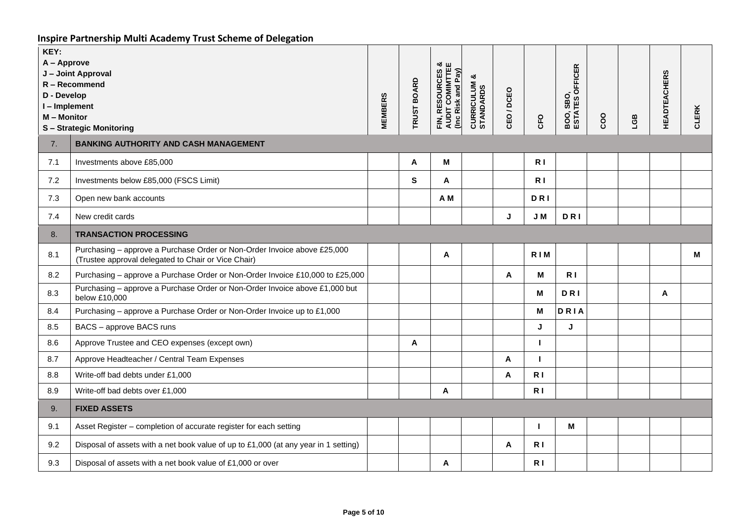## Inspire Partnership Multi Academy Trust Scheme of Delegation

| | KEY:<br>A – Approve<br>J – Joint Approval<br>R – Recommend<br>D - Develop<br>I – Implement<br>M – Monitor<br>S – Strategic Monitoring | MEMBERS | TRUST BOARD | FIN, RESOURCES & AUDIT COMIMTTEE (Inc Risk and Pay) | CURRICULUM & STANDARDS | CEO / DCEO | CFO | BOO, SBO, ESTATES OFFICER | COO | LGB | HEADTEACHERS | CLERK |
|---|---|---|---|---|---|---|---|---|---|---|---|---|
| 7. | **BANKING AUTHORITY AND CASH MANAGEMENT** | | | | | | | | | | | |
| 7.1 | Investments above £85,000 | | A | M | | | R I | | | | | |
| 7.2 | Investments below £85,000 (FSCS Limit) | | S | A | | | R I | | | | | |
| 7.3 | Open new bank accounts | | | A M | | | D R I | | | | | |
| 7.4 | New credit cards | | | | | J | J M | D R I | | | | |
| 8. | **TRANSACTION PROCESSING** | | | | | | | | | | | |
| 8.1 | Purchasing – approve a Purchase Order or Non-Order Invoice above £25,000 (Trustee approval delegated to Chair or Vice Chair) | | | A | | | R I M | | | | | M |
| 8.2 | Purchasing – approve a Purchase Order or Non-Order Invoice £10,000 to £25,000 | | | | | A | M | R I | | | | |
| 8.3 | Purchasing – approve a Purchase Order or Non-Order Invoice above £1,000 but below £10,000 | | | | | | M | D R I | | | A | |
| 8.4 | Purchasing – approve a Purchase Order or Non-Order Invoice up to £1,000 | | | | | | M | D R I A | | | | |
| 8.5 | BACS – approve BACS runs | | | | | | J | J | | | | |
| 8.6 | Approve Trustee and CEO expenses (except own) | | A | | | | I | | | | | |
| 8.7 | Approve Headteacher / Central Team Expenses | | | | | A | I | | | | | |
| 8.8 | Write-off bad debts under £1,000 | | | | | A | R I | | | | | |
| 8.9 | Write-off bad debts over £1,000 | | | A | | | R I | | | | | |
| 9. | **FIXED ASSETS** | | | | | | | | | | | |
| 9.1 | Asset Register – completion of accurate register for each setting | | | | | | I | M | | | | |
| 9.2 | Disposal of assets with a net book value of up to £1,000 (at any year in 1 setting) | | | | | A | R I | | | | | |
| 9.3 | Disposal of assets with a net book value of £1,000 or over | | | A | | | R I | | | | | |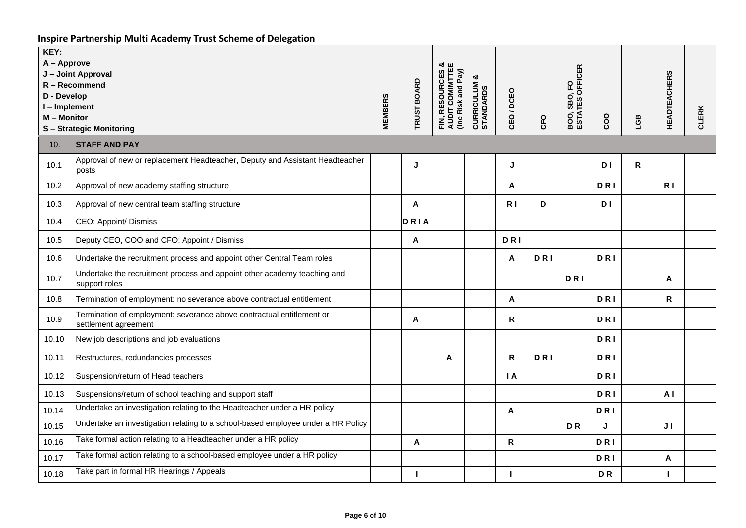## Inspire Partnership Multi Academy Trust Scheme of Delegation

| KEY:<br>A – Approve<br>J – Joint Approval<br>R – Recommend<br>D - Develop<br>I – Implement<br>M – Monitor<br>S – Strategic Monitoring | | MEMBERS | TRUST BOARD | FIN, RESOURCES & AUDIT COMIMTTEE (Inc Risk and Pay) | CURRICULUM & STANDARDS | CEO / DCEO | CFO | BOO, SBO, FO ESTATES OFFICER | COO | LGB | HEADTEACHERS | CLERK |
|---|---|---|---|---|---|---|---|---|---|---|---|---|
| 10. | **STAFF AND PAY** | | | | | | | | | | | |
| 10.1 | Approval of new or replacement Headteacher, Deputy and Assistant Headteacher posts | | J | | | J | | | D I | R | | |
| 10.2 | Approval of new academy staffing structure | | | | | A | | | D R I | | R I | |
| 10.3 | Approval of new central team staffing structure | | A | | | R I | D | | D I | | | |
| 10.4 | CEO: Appoint/ Dismiss | | D R I A | | | | | | | | | |
| 10.5 | Deputy CEO, COO and CFO: Appoint / Dismiss | | A | | | D R I | | | | | | |
| 10.6 | Undertake the recruitment process and appoint other Central Team roles | | | | | A | D R I | | D R I | | | |
| 10.7 | Undertake the recruitment process and appoint other academy teaching and support roles | | | | | | | D R I | | | A | |
| 10.8 | Termination of employment: no severance above contractual entitlement | | | | | A | | | D R I | | R | |
| 10.9 | Termination of employment: severance above contractual entitlement or settlement agreement | | A | | | R | | | D R I | | | |
| 10.10 | New job descriptions and job evaluations | | | | | | | | D R I | | | |
| 10.11 | Restructures, redundancies processes | | | A | | R | D R I | | D R I | | | |
| 10.12 | Suspension/return of Head teachers | | | | | I A | | | D R I | | | |
| 10.13 | Suspensions/return of school teaching and support staff | | | | | | | | D R I | | A I | |
| 10.14 | Undertake an investigation relating to the Headteacher under a HR policy | | | | | A | | | D R I | | | |
| 10.15 | Undertake an investigation relating to a school-based employee under a HR Policy | | | | | | | D R | J | | J I | |
| 10.16 | Take formal action relating to a Headteacher under a HR policy | | A | | | R | | | D R I | | | |
| 10.17 | Take formal action relating to a school-based employee under a HR policy | | | | | | | | D R I | | A | |
| 10.18 | Take part in formal HR Hearings / Appeals | | I | | | I | | | D R | | I | |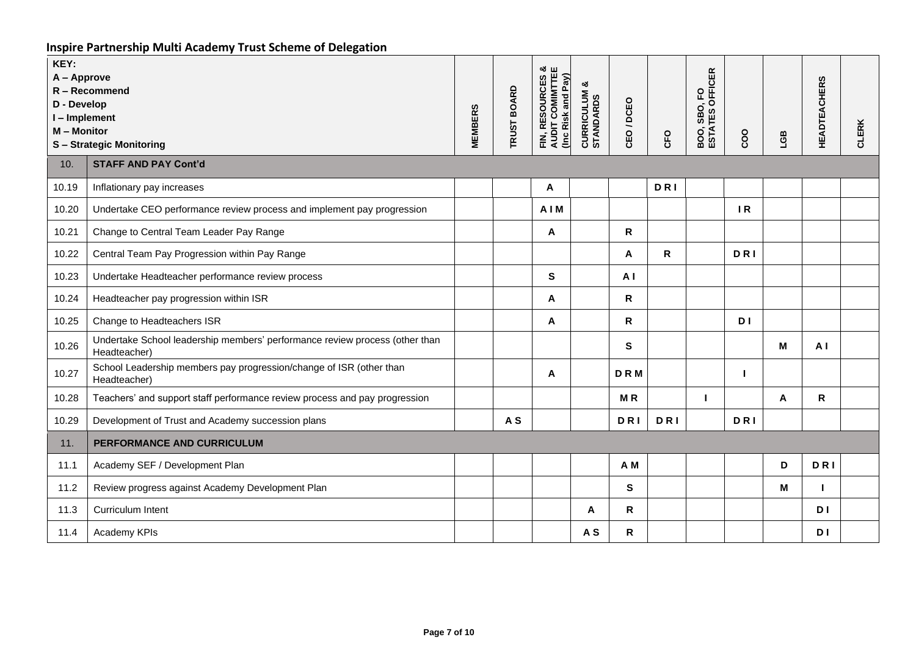## Inspire Partnership Multi Academy Trust Scheme of Delegation

| KEY:<br>A – Approve<br>R – Recommend<br>D - Develop<br>I – Implement<br>M – Monitor<br>S – Strategic Monitoring | | MEMBERS | TRUST BOARD | FIN, RESOURCES & AUDIT COMIMTTEE (Inc Risk and Pay) | CURRICULUM & STANDARDS | CEO / DCEO | CFO | BOO, SBO, FO ESTATES OFFICER | COO | LGB | HEADTEACHERS | CLERK |
|---|---|---|---|---|---|---|---|---|---|---|---|---|
| 10. | **STAFF AND PAY Cont'd** | | | | | | | | | | | |
| 10.19 | Inflationary pay increases | | | A | | | D R I | | | | | |
| 10.20 | Undertake CEO performance review process and implement pay progression | | | A I M | | | | | I R | | | |
| 10.21 | Change to Central Team Leader Pay Range | | | A | | R | | | | | | |
| 10.22 | Central Team Pay Progression within Pay Range | | | | | A | R | | D R I | | | |
| 10.23 | Undertake Headteacher performance review process | | | S | | A I | | | | | | |
| 10.24 | Headteacher pay progression within ISR | | | A | | R | | | | | | |
| 10.25 | Change to Headteachers ISR | | | A | | R | | | D I | | | |
| 10.26 | Undertake School leadership members' performance review process (other than Headteacher) | | | | | S | | | | M | A I | |
| 10.27 | School Leadership members pay progression/change of ISR (other than Headteacher) | | | A | | D R M | | | I | | | |
| 10.28 | Teachers' and support staff performance review process and pay progression | | | | | M R | | I | | A | R | |
| 10.29 | Development of Trust and Academy succession plans | | A S | | | D R I | D R I | | D R I | | | |
| 11. | **PERFORMANCE AND CURRICULUM** | | | | | | | | | | | |
| 11.1 | Academy SEF / Development Plan | | | | | A M | | | | D | D R I | |
| 11.2 | Review progress against Academy Development Plan | | | | | S | | | | M | I | |
| 11.3 | Curriculum Intent | | | | A | R | | | | | D I | |
| 11.4 | Academy KPIs | | | | A S | R | | | | | D I | |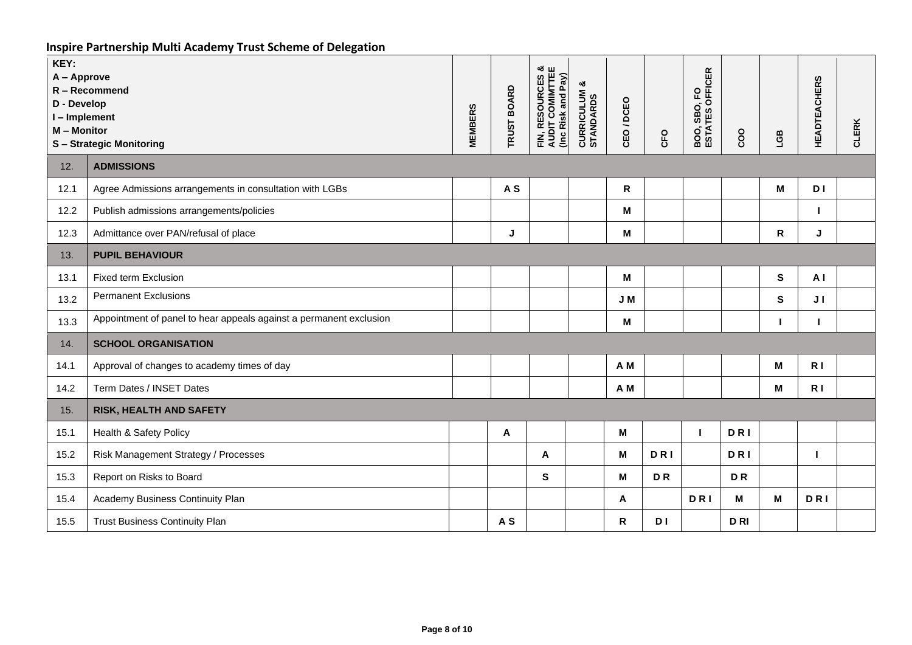## Inspire Partnership Multi Academy Trust Scheme of Delegation

| KEY: A – Approve, R – Recommend, D - Develop, I – Implement, M – Monitor, S – Strategic Monitoring | | MEMBERS | TRUST BOARD | FIN, RESOURCES & AUDIT COMIMTTEE (Inc Risk and Pay) | CURRICULUM & STANDARDS | CEO / DCEO | CFO | BOO, SBO, FO ESTATES OFFICER | COO | LGB | HEADTEACHERS | CLERK |
|---|---|---|---|---|---|---|---|---|---|---|---|---|
| 12. | **ADMISSIONS** | | | | | | | | | | | |
| 12.1 | Agree Admissions arrangements in consultation with LGBs | | A S | | | R | | | | M | D I | |
| 12.2 | Publish admissions arrangements/policies | | | | | M | | | | | I | |
| 12.3 | Admittance over PAN/refusal of place | | J | | | M | | | | R | J | |
| 13. | **PUPIL BEHAVIOUR** | | | | | | | | | | | |
| 13.1 | Fixed term Exclusion | | | | | M | | | | S | A I | |
| 13.2 | Permanent Exclusions | | | | | J M | | | | S | J I | |
| 13.3 | Appointment of panel to hear appeals against a permanent exclusion | | | | | M | | | | I | I | |
| 14. | **SCHOOL ORGANISATION** | | | | | | | | | | | |
| 14.1 | Approval of changes to academy times of day | | | | | A M | | | | M | R I | |
| 14.2 | Term Dates / INSET Dates | | | | | A M | | | | M | R I | |
| 15. | **RISK, HEALTH AND SAFETY** | | | | | | | | | | | |
| 15.1 | Health & Safety Policy | | A | | | M | | I | D R I | | | |
| 15.2 | Risk Management Strategy / Processes | | | A | | M | D R I | | D R I | | I | |
| 15.3 | Report on Risks to Board | | | S | | M | D R | | D R | | | |
| 15.4 | Academy Business Continuity Plan | | | | | A | | D R I | M | M | D R I | |
| 15.5 | Trust Business Continuity Plan | | A S | | | R | D I | | D RI | | | |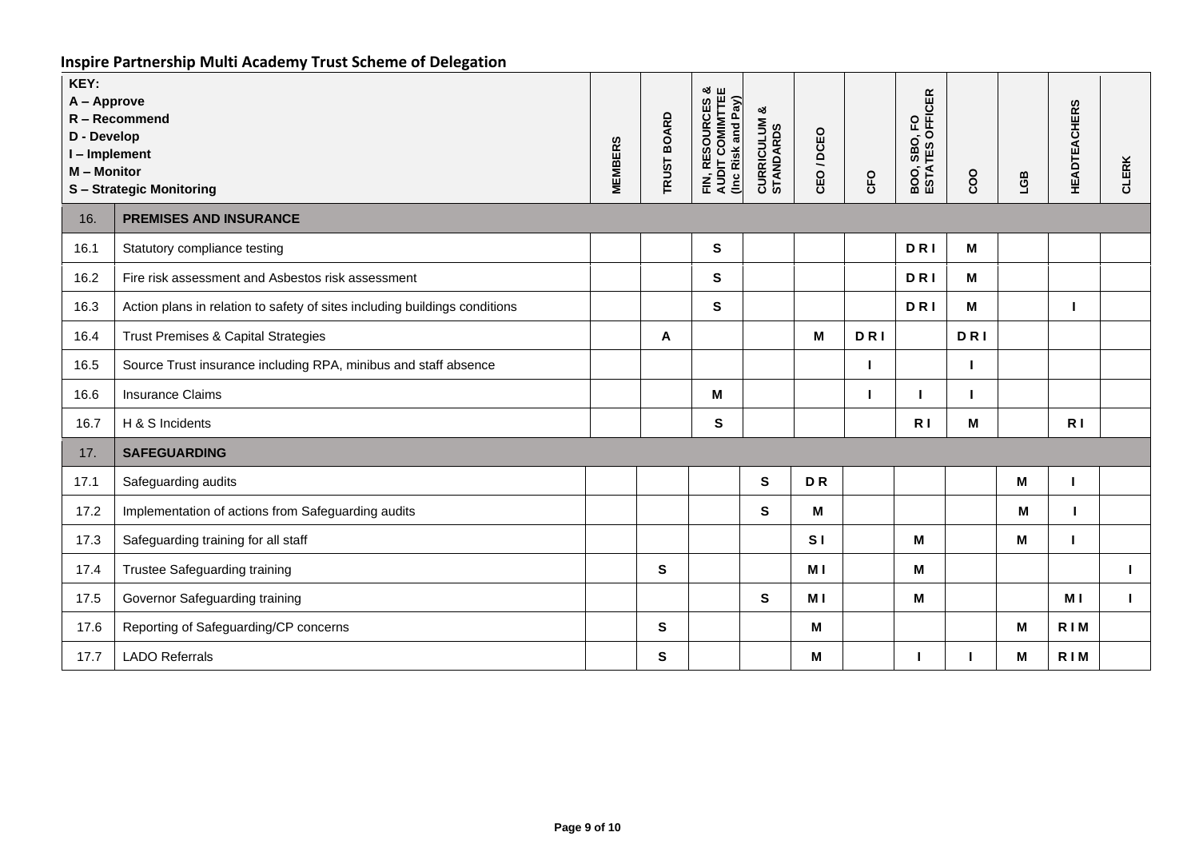## Inspire Partnership Multi Academy Trust Scheme of Delegation

| | KEY:<br>A – Approve<br>R – Recommend<br>D - Develop<br>I – Implement<br>M – Monitor<br>S – Strategic Monitoring | MEMBERS | TRUST BOARD | FIN, RESOURCES & AUDIT COMIMTTEE (Inc Risk and Pay) | CURRICULUM & STANDARDS | CEO / DCEO | CFO | BOO, SBO, FO ESTATES OFFICER | COO | LGB | HEADTEACHERS | CLERK |
|---|---|---|---|---|---|---|---|---|---|---|---|---|
| 16. | **PREMISES AND INSURANCE** | | | | | | | | | | | |
| 16.1 | Statutory compliance testing | | | S | | | | D R I | M | | | |
| 16.2 | Fire risk assessment and Asbestos risk assessment | | | S | | | | D R I | M | | | |
| 16.3 | Action plans in relation to safety of sites including buildings conditions | | | S | | | | D R I | M | | I | |
| 16.4 | Trust Premises & Capital Strategies | | A | | | M | D R I | | D R I | | | |
| 16.5 | Source Trust insurance including RPA, minibus and staff absence | | | | | | I | | I | | | |
| 16.6 | Insurance Claims | | | M | | | I | I | I | | | |
| 16.7 | H & S Incidents | | | S | | | | R I | M | | R I | |
| 17. | **SAFEGUARDING** | | | | | | | | | | | |
| 17.1 | Safeguarding audits | | | | S | D R | | | | M | I | |
| 17.2 | Implementation of actions from Safeguarding audits | | | | S | M | | | | M | I | |
| 17.3 | Safeguarding training for all staff | | | | | S I | | M | | M | I | |
| 17.4 | Trustee Safeguarding training | | S | | | M I | | M | | | | I |
| 17.5 | Governor Safeguarding training | | | | S | M I | | M | | | M I | I |
| 17.6 | Reporting of Safeguarding/CP concerns | | S | | | M | | | | M | R I M | |
| 17.7 | LADO Referrals | | S | | | M | | I | I | M | R I M | |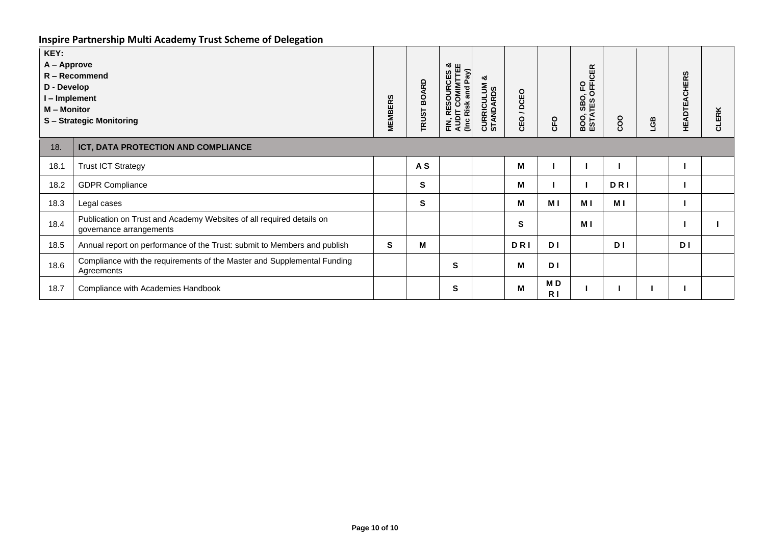## Inspire Partnership Multi Academy Trust Scheme of Delegation

| KEY:<br>A – Approve<br>R – Recommend<br>D - Develop<br>I – Implement<br>M – Monitor<br>S – Strategic Monitoring | | MEMBERS | TRUST BOARD | FIN, RESOURCES & AUDIT COMIMTTEE (Inc Risk and Pay) | CURRICULUM & STANDARDS | CEO / DCEO | CFO | BOO, SBO, FO ESTATES OFFICER | COO | LGB | HEADTEACHERS | CLERK |
|---|---|---|---|---|---|---|---|---|---|---|---|---|
| 18. | **ICT, DATA PROTECTION AND COMPLIANCE** | | | | | | | | | | | |
| 18.1 | Trust ICT Strategy | | A S | | | M | I | I | I | | I | |
| 18.2 | GDPR Compliance | | S | | | M | I | I | D R I | | I | |
| 18.3 | Legal cases | | S | | | M | M I | M I | M I | | I | |
| 18.4 | Publication on Trust and Academy Websites of all required details on governance arrangements | | | | | S | | M I | | | I | I |
| 18.5 | Annual report on performance of the Trust: submit to Members and publish | S | M | | | D R I | D I | | D I | | D I | |
| 18.6 | Compliance with the requirements of the Master and Supplemental Funding Agreements | | | S | | M | D I | | | | | |
| 18.7 | Compliance with Academies Handbook | | | S | | M | M D R I | I | I | I | I | |